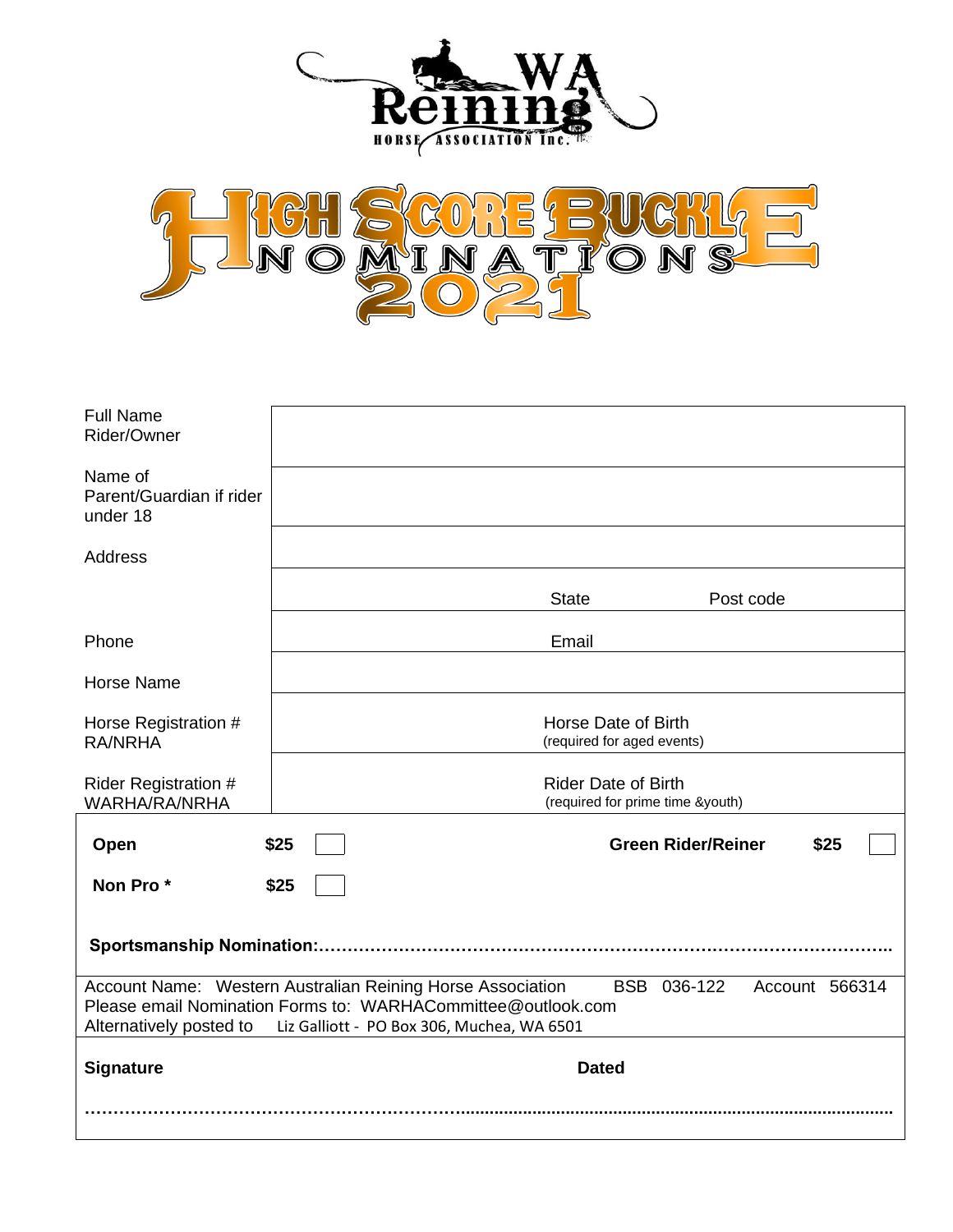# WA Reining Horse Association Inc.

# High Score Buckle Nominations 2021

| | |
|---|---|
| Full Name Rider/Owner | |
| Name of Parent/Guardian if rider under 18 | |
| Address | |
| | State Post code |
| Phone | Email |
| Horse Name | |
| Horse Registration # RA/NRHA | Horse Date of Birth (required for aged events) |
| Rider Registration # WARHA/RA/NRHA | Rider Date of Birth (required for prime time &youth) |

**Open** **$25** ☐ **Green Rider/Reiner** **$25** ☐

**Non Pro \*** **$25** ☐

**Sportsmanship Nomination:……………………………………………………………………………………..**

Account Name: Western Australian Reining Horse Association BSB 036-122 Account 566314
Please email Nomination Forms to: WARHACommittee@outlook.com
Alternatively posted to Liz Galliott - PO Box 306, Muchea, WA 6501

**Signature** **Dated**

…………………………………………………………………………………………………………………………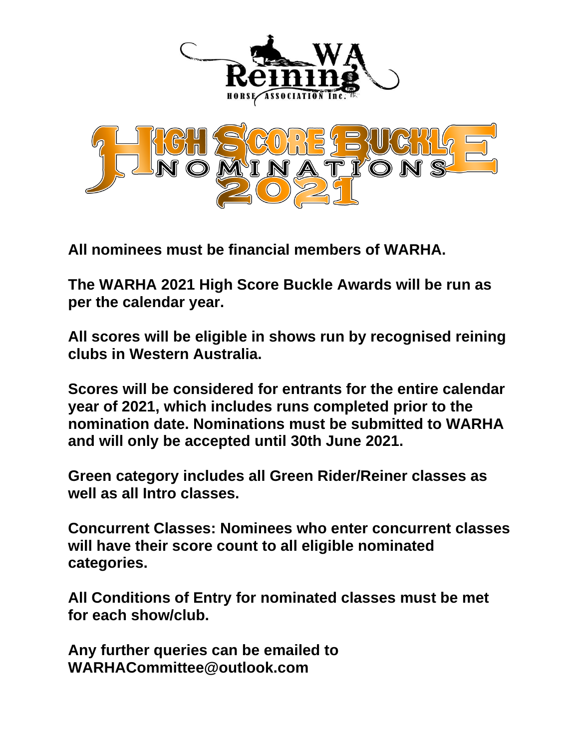# WA Reining Horse Association Inc.

# High Score Buckle Nominations 2021

**All nominees must be financial members of WARHA.**

**The WARHA 2021 High Score Buckle Awards will be run as per the calendar year.**

**All scores will be eligible in shows run by recognised reining clubs in Western Australia.**

**Scores will be considered for entrants for the entire calendar year of 2021, which includes runs completed prior to the nomination date. Nominations must be submitted to WARHA and will only be accepted until 30th June 2021.**

**Green category includes all Green Rider/Reiner classes as well as all Intro classes.**

**Concurrent Classes: Nominees who enter concurrent classes will have their score count to all eligible nominated categories.**

**All Conditions of Entry for nominated classes must be met for each show/club.**

**Any further queries can be emailed to WARHACommittee@outlook.com**